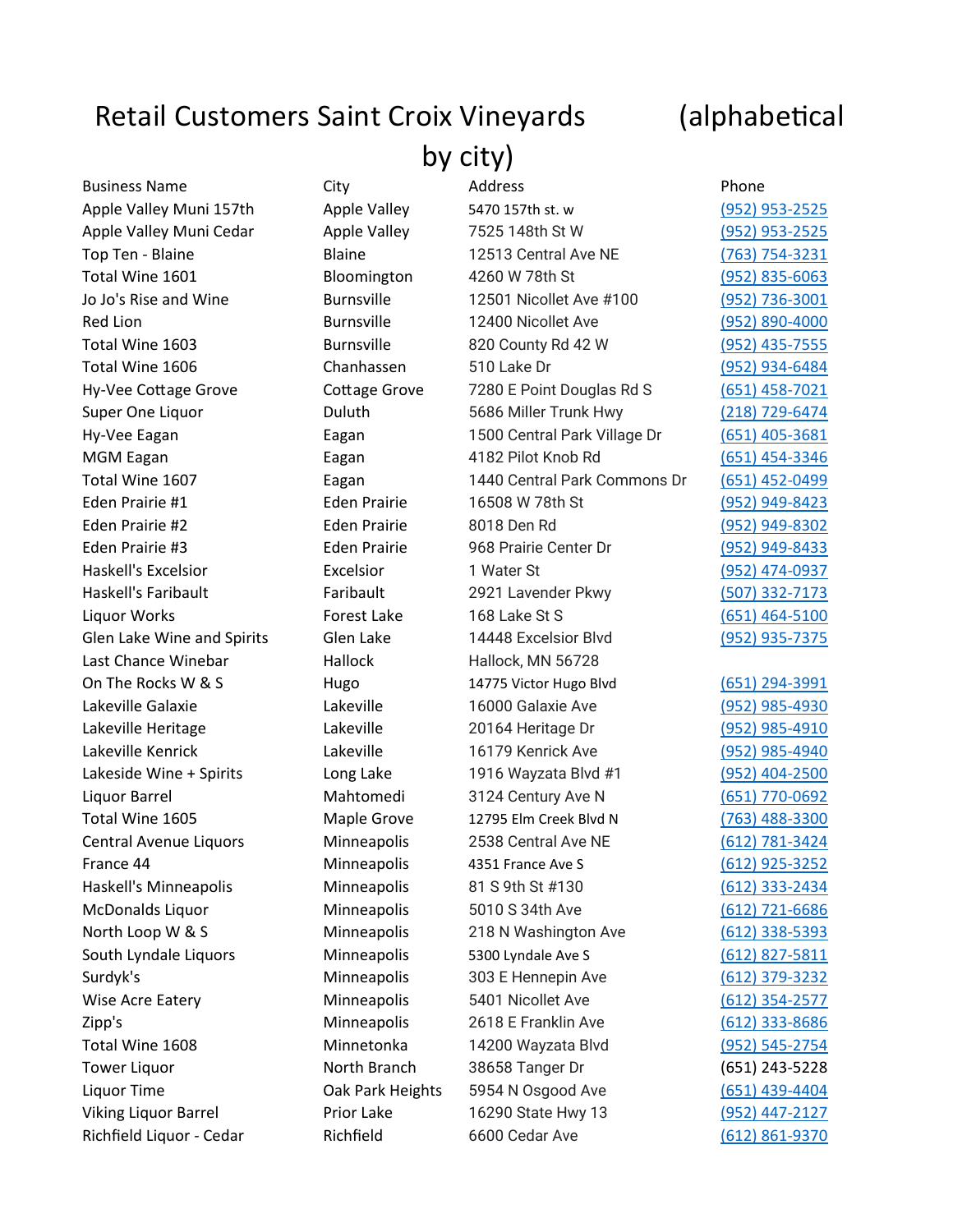# Retail Customers Saint Croix Vineyards (alphabetical by city)

| Business Name | City | Address | Phone |
|---|---|---|---|
| Apple Valley Muni 157th | Apple Valley | 5470 157th st. w | (952) 953-2525 |
| Apple Valley Muni Cedar | Apple Valley | 7525 148th St W | (952) 953-2525 |
| Top Ten - Blaine | Blaine | 12513 Central Ave NE | (763) 754-3231 |
| Total Wine 1601 | Bloomington | 4260 W 78th St | (952) 835-6063 |
| Jo Jo's Rise and Wine | Burnsville | 12501 Nicollet Ave #100 | (952) 736-3001 |
| Red Lion | Burnsville | 12400 Nicollet Ave | (952) 890-4000 |
| Total Wine 1603 | Burnsville | 820 County Rd 42 W | (952) 435-7555 |
| Total Wine 1606 | Chanhassen | 510 Lake Dr | (952) 934-6484 |
| Hy-Vee Cottage Grove | Cottage Grove | 7280 E Point Douglas Rd S | (651) 458-7021 |
| Super One Liquor | Duluth | 5686 Miller Trunk Hwy | (218) 729-6474 |
| Hy-Vee Eagan | Eagan | 1500 Central Park Village Dr | (651) 405-3681 |
| MGM Eagan | Eagan | 4182 Pilot Knob Rd | (651) 454-3346 |
| Total Wine 1607 | Eagan | 1440 Central Park Commons Dr | (651) 452-0499 |
| Eden Prairie #1 | Eden Prairie | 16508 W 78th St | (952) 949-8423 |
| Eden Prairie #2 | Eden Prairie | 8018 Den Rd | (952) 949-8302 |
| Eden Prairie #3 | Eden Prairie | 968 Prairie Center Dr | (952) 949-8433 |
| Haskell's Excelsior | Excelsior | 1 Water St | (952) 474-0937 |
| Haskell's Faribault | Faribault | 2921 Lavender Pkwy | (507) 332-7173 |
| Liquor Works | Forest Lake | 168 Lake St S | (651) 464-5100 |
| Glen Lake Wine and Spirits | Glen Lake | 14448 Excelsior Blvd | (952) 935-7375 |
| Last Chance Winebar | Hallock | Hallock, MN 56728 | |
| On The Rocks W & S | Hugo | 14775 Victor Hugo Blvd | (651) 294-3991 |
| Lakeville Galaxie | Lakeville | 16000 Galaxie Ave | (952) 985-4930 |
| Lakeville Heritage | Lakeville | 20164 Heritage Dr | (952) 985-4910 |
| Lakeville Kenrick | Lakeville | 16179 Kenrick Ave | (952) 985-4940 |
| Lakeside Wine + Spirits | Long Lake | 1916 Wayzata Blvd #1 | (952) 404-2500 |
| Liquor Barrel | Mahtomedi | 3124 Century Ave N | (651) 770-0692 |
| Total Wine 1605 | Maple Grove | 12795 Elm Creek Blvd N | (763) 488-3300 |
| Central Avenue Liquors | Minneapolis | 2538 Central Ave NE | (612) 781-3424 |
| France 44 | Minneapolis | 4351 France Ave S | (612) 925-3252 |
| Haskell's Minneapolis | Minneapolis | 81 S 9th St #130 | (612) 333-2434 |
| McDonalds Liquor | Minneapolis | 5010 S 34th Ave | (612) 721-6686 |
| North Loop W & S | Minneapolis | 218 N Washington Ave | (612) 338-5393 |
| South Lyndale Liquors | Minneapolis | 5300 Lyndale Ave S | (612) 827-5811 |
| Surdyk's | Minneapolis | 303 E Hennepin Ave | (612) 379-3232 |
| Wise Acre Eatery | Minneapolis | 5401 Nicollet Ave | (612) 354-2577 |
| Zipp's | Minneapolis | 2618 E Franklin Ave | (612) 333-8686 |
| Total Wine 1608 | Minnetonka | 14200 Wayzata Blvd | (952) 545-2754 |
| Tower Liquor | North Branch | 38658 Tanger Dr | (651) 243-5228 |
| Liquor Time | Oak Park Heights | 5954 N Osgood Ave | (651) 439-4404 |
| Viking Liquor Barrel | Prior Lake | 16290 State Hwy 13 | (952) 447-2127 |
| Richfield Liquor - Cedar | Richfield | 6600 Cedar Ave | (612) 861-9370 |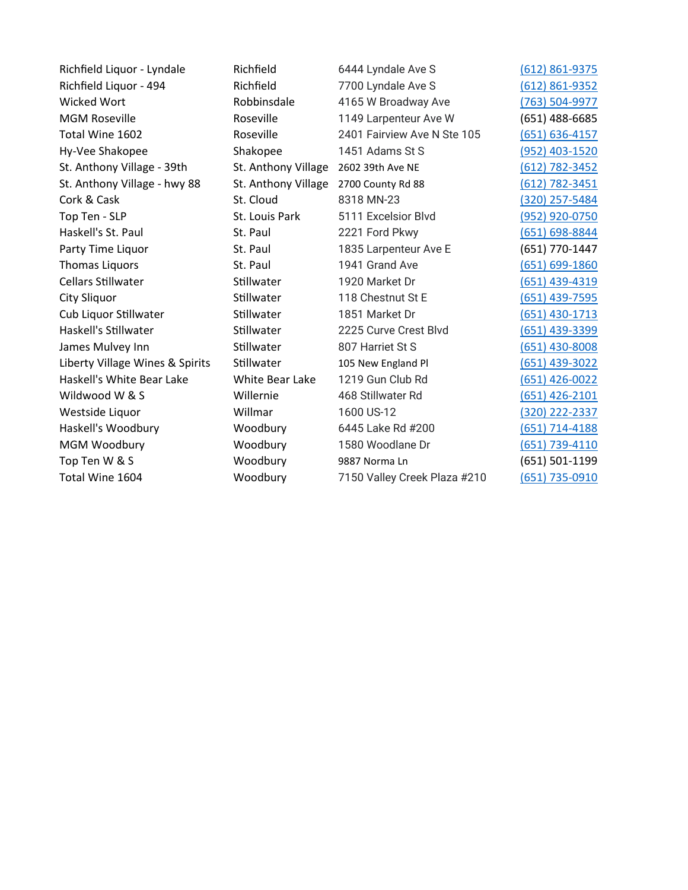| | | | |
|---|---|---|---|
| Richfield Liquor - Lyndale | Richfield | 6444 Lyndale Ave S | (612) 861-9375 |
| Richfield Liquor - 494 | Richfield | 7700 Lyndale Ave S | (612) 861-9352 |
| Wicked Wort | Robbinsdale | 4165 W Broadway Ave | (763) 504-9977 |
| MGM Roseville | Roseville | 1149 Larpenteur Ave W | (651) 488-6685 |
| Total Wine 1602 | Roseville | 2401 Fairview Ave N Ste 105 | (651) 636-4157 |
| Hy-Vee Shakopee | Shakopee | 1451 Adams St S | (952) 403-1520 |
| St. Anthony Village - 39th | St. Anthony Village | 2602 39th Ave NE | (612) 782-3452 |
| St. Anthony Village - hwy 88 | St. Anthony Village | 2700 County Rd 88 | (612) 782-3451 |
| Cork & Cask | St. Cloud | 8318 MN-23 | (320) 257-5484 |
| Top Ten - SLP | St. Louis Park | 5111 Excelsior Blvd | (952) 920-0750 |
| Haskell's St. Paul | St. Paul | 2221 Ford Pkwy | (651) 698-8844 |
| Party Time Liquor | St. Paul | 1835 Larpenteur Ave E | (651) 770-1447 |
| Thomas Liquors | St. Paul | 1941 Grand Ave | (651) 699-1860 |
| Cellars Stillwater | Stillwater | 1920 Market Dr | (651) 439-4319 |
| City Sliquor | Stillwater | 118 Chestnut St E | (651) 439-7595 |
| Cub Liquor Stillwater | Stillwater | 1851 Market Dr | (651) 430-1713 |
| Haskell's Stillwater | Stillwater | 2225 Curve Crest Blvd | (651) 439-3399 |
| James Mulvey Inn | Stillwater | 807 Harriet St S | (651) 430-8008 |
| Liberty Village Wines & Spirits | Stillwater | 105 New England Pl | (651) 439-3022 |
| Haskell's White Bear Lake | White Bear Lake | 1219 Gun Club Rd | (651) 426-0022 |
| Wildwood W & S | Willernie | 468 Stillwater Rd | (651) 426-2101 |
| Westside Liquor | Willmar | 1600 US-12 | (320) 222-2337 |
| Haskell's Woodbury | Woodbury | 6445 Lake Rd #200 | (651) 714-4188 |
| MGM Woodbury | Woodbury | 1580 Woodlane Dr | (651) 739-4110 |
| Top Ten W & S | Woodbury | 9887 Norma Ln | (651) 501-1199 |
| Total Wine 1604 | Woodbury | 7150 Valley Creek Plaza #210 | (651) 735-0910 |